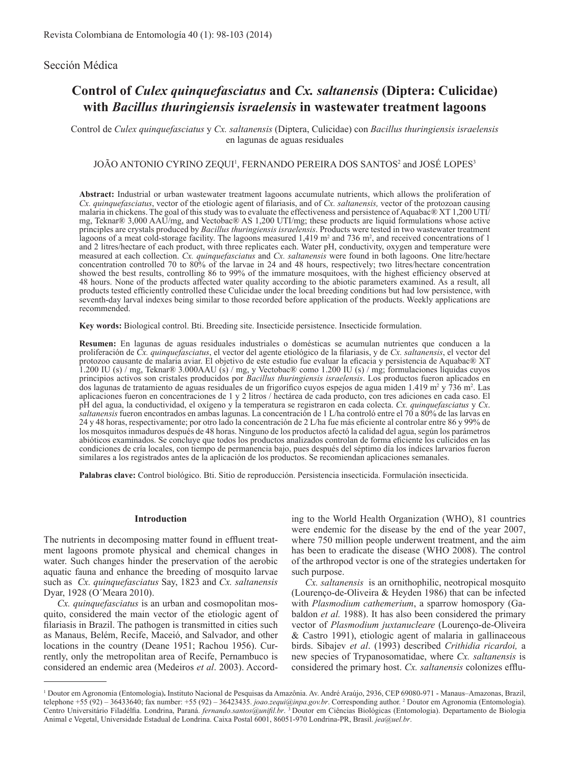Sección Médica

# Control of *Culex quinquefasciatus* and *Cx. saltanensis* (Diptera: Culicidae) with *Bacillus thuringiensis israelensis* in wastewater treatment lagoons

Control de *Culex quinquefasciatus* y *Cx. saltanensis* (Diptera, Culicidae) con *Bacillus thuringiensis israelensis* en lagunas de aguas residuales

JOÃO ANTONIO CYRINO ZEQUI[1], FERNANDO PEREIRA DOS SANTOS[2] and JOSÉ LOPES[3]

**Abstract:** Industrial or urban wastewater treatment lagoons accumulate nutrients, which allows the proliferation of *Cx. quinquefasciatus*, vector of the etiologic agent of filariasis, and of *Cx. saltanensis,* vector of the protozoan causing malaria in chickens. The goal of this study was to evaluate the effectiveness and persistence of Aquabac® XT 1,200 UTI/mg, Teknar® 3,000 AAU/mg, and Vectobac® AS 1,200 UTI/mg; these products are liquid formulations whose active principles are crystals produced by *Bacillus thuringiensis israelensis*. Products were tested in two wastewater treatment lagoons of a meat cold-storage facility. The lagoons measured 1,419 m$^2$ and 736 m$^2$, and received concentrations of 1 and 2 litres/hectare of each product, with three replicates each. Water pH, conductivity, oxygen and temperature were measured at each collection. *Cx. quinquefasciatus* and *Cx. saltanensis* were found in both lagoons. One litre/hectare concentration controlled 70 to 80% of the larvae in 24 and 48 hours, respectively; two litres/hectare concentration showed the best results, controlling 86 to 99% of the immature mosquitoes, with the highest efficiency observed at 48 hours. None of the products affected water quality according to the abiotic parameters examined. As a result, all products tested efficiently controlled these Culicidae under the local breeding conditions but had low persistence, with seventh-day larval indexes being similar to those recorded before application of the products. Weekly applications are recommended.

**Key words:** Biological control. Bti. Breeding site. Insecticide persistence. Insecticide formulation.

**Resumen:** En lagunas de aguas residuales industriales o domésticas se acumulan nutrientes que conducen a la proliferación de *Cx. quinquefasciatus*, el vector del agente etiológico de la filariasis, y de *Cx. saltanensis*, el vector del protozoo causante de malaria aviar. El objetivo de este estudio fue evaluar la eficacia y persistencia de Aquabac® XT 1.200 IU (s) / mg, Teknar® 3.000AAU (s) / mg, y Vectobac® como 1.200 IU (s) / mg; formulaciones líquidas cuyos principios activos son cristales producidos por *Bacillus thuringiensis israelensis*. Los productos fueron aplicados en dos lagunas de tratamiento de aguas residuales de un frigorífico cuyos espejos de agua miden 1.419 m$^2$ y 736 m$^2$. Las aplicaciones fueron en concentraciones de 1 y 2 litros / hectárea de cada producto, con tres adiciones en cada caso. El pH del agua, la conductividad, el oxígeno y la temperatura se registraron en cada colecta. *Cx. quinquefasciatus* y *Cx. saltanensis* fueron encontrados en ambas lagunas. La concentración de 1 L/ha controló entre el 70 a 80% de las larvas en 24 y 48 horas, respectivamente; por otro lado la concentración de 2 L/ha fue más eficiente al controlar entre 86 y 99% de los mosquitos inmaduros después de 48 horas. Ninguno de los productos afectó la calidad del agua, según los parámetros abióticos examinados. Se concluye que todos los productos analizados controlan de forma eficiente los culícidos en las condiciones de cría locales, con tiempo de permanencia bajo, pues después del séptimo día los índices larvarios fueron similares a los registrados antes de la aplicación de los productos. Se recomiendan aplicaciones semanales.

**Palabras clave:** Control biológico. Bti. Sitio de reproducción. Persistencia insecticida. Formulación insecticida.

## Introduction

The nutrients in decomposing matter found in effluent treatment lagoons promote physical and chemical changes in water. Such changes hinder the preservation of the aerobic aquatic fauna and enhance the breeding of mosquito larvae such as *Cx. quinquefasciatus* Say, 1823 and *Cx. saltanensis* Dyar, 1928 (O´Meara 2010).

*Cx. quinquefasciatus* is an urban and cosmopolitan mosquito, considered the main vector of the etiologic agent of filariasis in Brazil. The pathogen is transmitted in cities such as Manaus, Belém, Recife, Maceió, and Salvador, and other locations in the country (Deane 1951; Rachou 1956). Currently, only the metropolitan area of Recife, Pernambuco is considered an endemic area (Medeiros *et al*. 2003). According to the World Health Organization (WHO), 81 countries were endemic for the disease by the end of the year 2007, where 750 million people underwent treatment, and the aim has been to eradicate the disease (WHO 2008). The control of the arthropod vector is one of the strategies undertaken for such purpose.

*Cx. saltanensis* is an ornithophilic, neotropical mosquito (Lourenço-de-Oliveira & Heyden 1986) that can be infected with *Plasmodium cathemerium*, a sparrow homospory (Gabaldon *et al.* 1988). It has also been considered the primary vector of *Plasmodium juxtanucleare* (Lourenço-de-Oliveira & Castro 1991), etiologic agent of malaria in gallinaceous birds. Sibajev *et al*. (1993) described *Crithidia ricardoi,* a new species of Trypanosomatidae, where *Cx. saltanensis* is considered the primary host. *Cx. saltanensis* colonizes efflu-

---

[1] Doutor em Agronomia (Entomologia)**.** Instituto Nacional de Pesquisas da Amazônia. Av. André Araújo, 2936, CEP 69080-971 - Manaus–Amazonas, Brazil, telephone +55 (92) – 36433640; fax number: +55 (92) – 36423435. *joao.zequi@inpa.gov.br*. Corresponding author. [2] Doutor em Agronomia (Entomologia). Centro Universitário Filadélfia. Londrina, Paraná. *fernando.santos@unifil.br.* [3] Doutor em Ciências Biológicas (Entomologia). Departamento de Biologia Animal e Vegetal, Universidade Estadual de Londrina. Caixa Postal 6001, 86051-970 Londrina-PR, Brasil. *jea@uel.br*.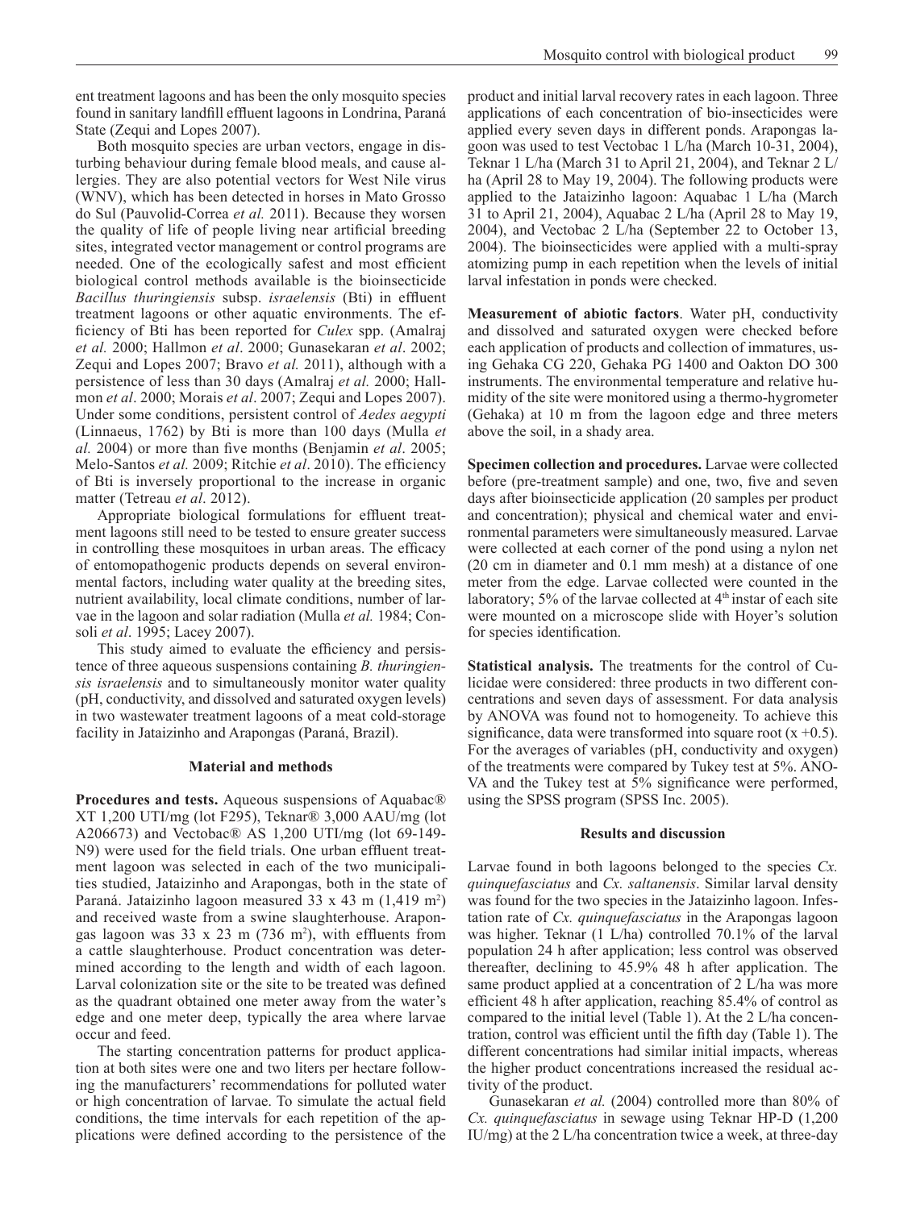ent treatment lagoons and has been the only mosquito species found in sanitary landfill effluent lagoons in Londrina, Paraná State (Zequi and Lopes 2007).

Both mosquito species are urban vectors, engage in disturbing behaviour during female blood meals, and cause allergies. They are also potential vectors for West Nile virus (WNV), which has been detected in horses in Mato Grosso do Sul (Pauvolid-Correa *et al.* 2011). Because they worsen the quality of life of people living near artificial breeding sites, integrated vector management or control programs are needed. One of the ecologically safest and most efficient biological control methods available is the bioinsecticide *Bacillus thuringiensis* subsp. *israelensis* (Bti) in effluent treatment lagoons or other aquatic environments. The efficiency of Bti has been reported for *Culex* spp. (Amalraj *et al.* 2000; Hallmon *et al*. 2000; Gunasekaran *et al*. 2002; Zequi and Lopes 2007; Bravo *et al.* 2011), although with a persistence of less than 30 days (Amalraj *et al.* 2000; Hallmon *et al*. 2000; Morais *et al*. 2007; Zequi and Lopes 2007). Under some conditions, persistent control of *Aedes aegypti* (Linnaeus, 1762) by Bti is more than 100 days (Mulla *et al.* 2004) or more than five months (Benjamin *et al*. 2005; Melo-Santos *et al.* 2009; Ritchie *et al*. 2010). The efficiency of Bti is inversely proportional to the increase in organic matter (Tetreau *et al*. 2012).

Appropriate biological formulations for effluent treatment lagoons still need to be tested to ensure greater success in controlling these mosquitoes in urban areas. The efficacy of entomopathogenic products depends on several environmental factors, including water quality at the breeding sites, nutrient availability, local climate conditions, number of larvae in the lagoon and solar radiation (Mulla *et al.* 1984; Consoli *et al*. 1995; Lacey 2007).

This study aimed to evaluate the efficiency and persistence of three aqueous suspensions containing *B. thuringiensis israelensis* and to simultaneously monitor water quality (pH, conductivity, and dissolved and saturated oxygen levels) in two wastewater treatment lagoons of a meat cold-storage facility in Jataizinho and Arapongas (Paraná, Brazil).

## Material and methods

**Procedures and tests.** Aqueous suspensions of Aquabac® XT 1,200 UTI/mg (lot F295), Teknar® 3,000 AAU/mg (lot A206673) and Vectobac® AS 1,200 UTI/mg (lot 69-149-N9) were used for the field trials. One urban effluent treatment lagoon was selected in each of the two municipalities studied, Jataizinho and Arapongas, both in the state of Paraná. Jataizinho lagoon measured 33 x 43 m (1,419 $m^2$) and received waste from a swine slaughterhouse. Arapongas lagoon was 33 x 23 m (736 $m^2$), with effluents from a cattle slaughterhouse. Product concentration was determined according to the length and width of each lagoon. Larval colonization site or the site to be treated was defined as the quadrant obtained one meter away from the water's edge and one meter deep, typically the area where larvae occur and feed.

The starting concentration patterns for product application at both sites were one and two liters per hectare following the manufacturers' recommendations for polluted water or high concentration of larvae. To simulate the actual field conditions, the time intervals for each repetition of the applications were defined according to the persistence of the product and initial larval recovery rates in each lagoon. Three applications of each concentration of bio-insecticides were applied every seven days in different ponds. Arapongas lagoon was used to test Vectobac 1 L/ha (March 10-31, 2004), Teknar 1 L/ha (March 31 to April 21, 2004), and Teknar 2 L/ha (April 28 to May 19, 2004). The following products were applied to the Jataizinho lagoon: Aquabac 1 L/ha (March 31 to April 21, 2004), Aquabac 2 L/ha (April 28 to May 19, 2004), and Vectobac 2 L/ha (September 22 to October 13, 2004). The bioinsecticides were applied with a multi-spray atomizing pump in each repetition when the levels of initial larval infestation in ponds were checked.

**Measurement of abiotic factors**. Water pH, conductivity and dissolved and saturated oxygen were checked before each application of products and collection of immatures, using Gehaka CG 220, Gehaka PG 1400 and Oakton DO 300 instruments. The environmental temperature and relative humidity of the site were monitored using a thermo-hygrometer (Gehaka) at 10 m from the lagoon edge and three meters above the soil, in a shady area.

**Specimen collection and procedures.** Larvae were collected before (pre-treatment sample) and one, two, five and seven days after bioinsecticide application (20 samples per product and concentration); physical and chemical water and environmental parameters were simultaneously measured. Larvae were collected at each corner of the pond using a nylon net (20 cm in diameter and 0.1 mm mesh) at a distance of one meter from the edge. Larvae collected were counted in the laboratory; 5% of the larvae collected at 4th instar of each site were mounted on a microscope slide with Hoyer's solution for species identification.

**Statistical analysis.** The treatments for the control of Culicidae were considered: three products in two different concentrations and seven days of assessment. For data analysis by ANOVA was found not to homogeneity. To achieve this significance, data were transformed into square root (x +0.5). For the averages of variables (pH, conductivity and oxygen) of the treatments were compared by Tukey test at 5%. ANOVA and the Tukey test at 5% significance were performed, using the SPSS program (SPSS Inc. 2005).

## Results and discussion

Larvae found in both lagoons belonged to the species *Cx. quinquefasciatus* and *Cx. saltanensis*. Similar larval density was found for the two species in the Jataizinho lagoon. Infestation rate of *Cx. quinquefasciatus* in the Arapongas lagoon was higher. Teknar (1 L/ha) controlled 70.1% of the larval population 24 h after application; less control was observed thereafter, declining to 45.9% 48 h after application. The same product applied at a concentration of 2 L/ha was more efficient 48 h after application, reaching 85.4% of control as compared to the initial level (Table 1). At the 2 L/ha concentration, control was efficient until the fifth day (Table 1). The different concentrations had similar initial impacts, whereas the higher product concentrations increased the residual activity of the product.

Gunasekaran *et al.* (2004) controlled more than 80% of *Cx. quinquefasciatus* in sewage using Teknar HP-D (1,200 IU/mg) at the 2 L/ha concentration twice a week, at three-day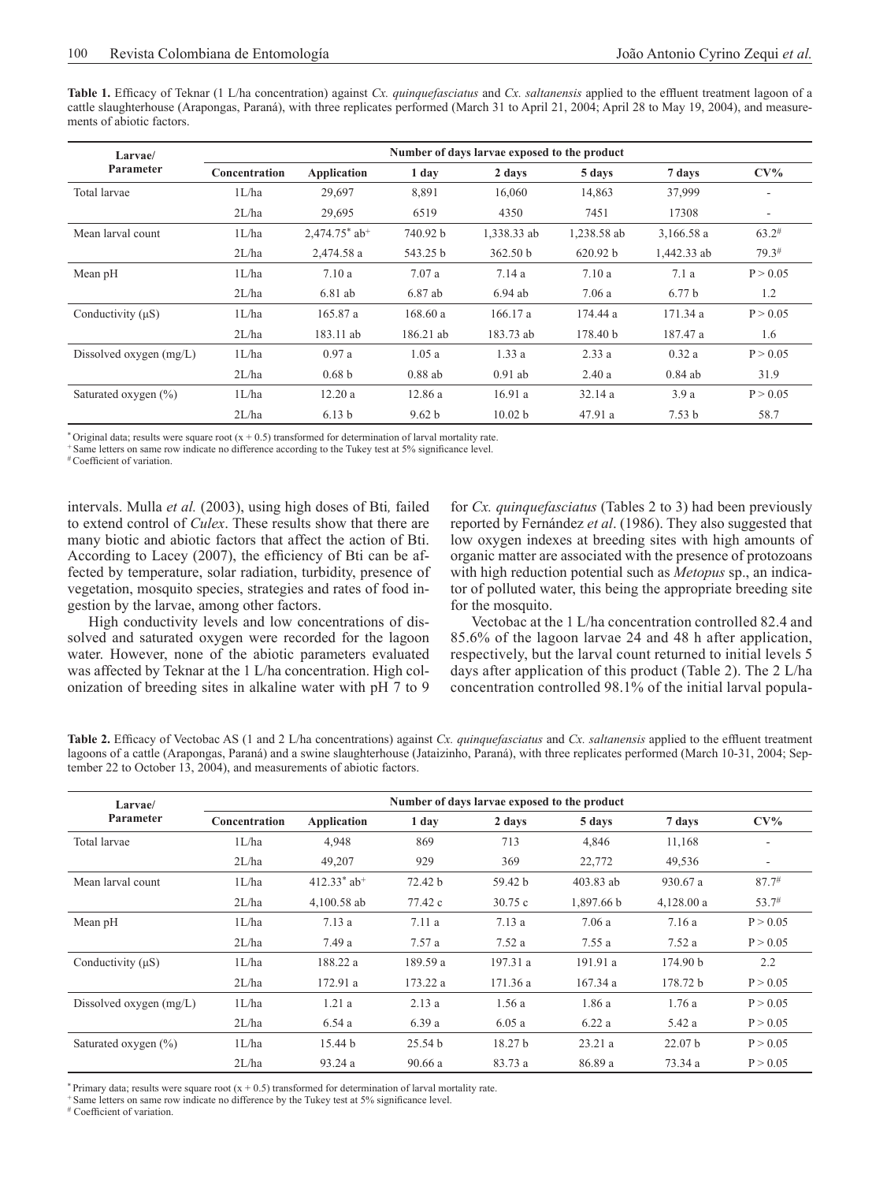**Table 1.** Efficacy of Teknar (1 L/ha concentration) against *Cx. quinquefasciatus* and *Cx. saltanensis* applied to the effluent treatment lagoon of a cattle slaughterhouse (Arapongas, Paraná), with three replicates performed (March 31 to April 21, 2004; April 28 to May 19, 2004), and measurements of abiotic factors.

| Larvae/ Parameter | Number of days larvae exposed to the product | | | | | | |
|---|---|---|---|---|---|---|---|
| | Concentration | Application | 1 day | 2 days | 5 days | 7 days | CV% |
| Total larvae | 1L/ha | 29,697 | 8,891 | 16,060 | 14,863 | 37,999 | - |
| | 2L/ha | 29,695 | 6519 | 4350 | 7451 | 17308 | - |
| Mean larval count | 1L/ha | 2,474.75* ab+ | 740.92 b | 1,338.33 ab | 1,238.58 ab | 3,166.58 a | 63.2# |
| | 2L/ha | 2,474.58 a | 543.25 b | 362.50 b | 620.92 b | 1,442.33 ab | 79.3# |
| Mean pH | 1L/ha | 7.10 a | 7.07 a | 7.14 a | 7.10 a | 7.1 a | P > 0.05 |
| | 2L/ha | 6.81 ab | 6.87 ab | 6.94 ab | 7.06 a | 6.77 b | 1.2 |
| Conductivity (µS) | 1L/ha | 165.87 a | 168.60 a | 166.17 a | 174.44 a | 171.34 a | P > 0.05 |
| | 2L/ha | 183.11 ab | 186.21 ab | 183.73 ab | 178.40 b | 187.47 a | 1.6 |
| Dissolved oxygen (mg/L) | 1L/ha | 0.97 a | 1.05 a | 1.33 a | 2.33 a | 0.32 a | P > 0.05 |
| | 2L/ha | 0.68 b | 0.88 ab | 0.91 ab | 2.40 a | 0.84 ab | 31.9 |
| Saturated oxygen (%) | 1L/ha | 12.20 a | 12.86 a | 16.91 a | 32.14 a | 3.9 a | P > 0.05 |
| | 2L/ha | 6.13 b | 9.62 b | 10.02 b | 47.91 a | 7.53 b | 58.7 |

\* Original data; results were square root $(x + 0.5)$ transformed for determination of larval mortality rate.
\+ Same letters on same row indicate no difference according to the Tukey test at 5% significance level.
\# Coefficient of variation.

intervals. Mulla *et al.* (2003), using high doses of Bti*,* failed to extend control of *Culex*. These results show that there are many biotic and abiotic factors that affect the action of Bti. According to Lacey (2007), the efficiency of Bti can be affected by temperature, solar radiation, turbidity, presence of vegetation, mosquito species, strategies and rates of food ingestion by the larvae, among other factors.

High conductivity levels and low concentrations of dissolved and saturated oxygen were recorded for the lagoon water. However, none of the abiotic parameters evaluated was affected by Teknar at the 1 L/ha concentration. High colonization of breeding sites in alkaline water with pH 7 to 9 for *Cx. quinquefasciatus* (Tables 2 to 3) had been previously reported by Fernández *et al*. (1986). They also suggested that low oxygen indexes at breeding sites with high amounts of organic matter are associated with the presence of protozoans with high reduction potential such as *Metopus* sp., an indicator of polluted water, this being the appropriate breeding site for the mosquito.

Vectobac at the 1 L/ha concentration controlled 82.4 and 85.6% of the lagoon larvae 24 and 48 h after application, respectively, but the larval count returned to initial levels 5 days after application of this product (Table 2). The 2 L/ha concentration controlled 98.1% of the initial larval popula-

**Table 2.** Efficacy of Vectobac AS (1 and 2 L/ha concentrations) against *Cx. quinquefasciatus* and *Cx. saltanensis* applied to the effluent treatment lagoons of a cattle (Arapongas, Paraná) and a swine slaughterhouse (Jataizinho, Paraná), with three replicates performed (March 10-31, 2004; September 22 to October 13, 2004), and measurements of abiotic factors.

| Larvae/ Parameter | Number of days larvae exposed to the product | | | | | | |
|---|---|---|---|---|---|---|---|
| | Concentration | Application | 1 day | 2 days | 5 days | 7 days | CV% |
| Total larvae | 1L/ha | 4,948 | 869 | 713 | 4,846 | 11,168 | - |
| | 2L/ha | 49,207 | 929 | 369 | 22,772 | 49,536 | - |
| Mean larval count | 1L/ha | 412.33* ab+ | 72.42 b | 59.42 b | 403.83 ab | 930.67 a | 87.7# |
| | 2L/ha | 4,100.58 ab | 77.42 c | 30.75 c | 1,897.66 b | 4,128.00 a | 53.7# |
| Mean pH | 1L/ha | 7.13 a | 7.11 a | 7.13 a | 7.06 a | 7.16 a | P > 0.05 |
| | 2L/ha | 7.49 a | 7.57 a | 7.52 a | 7.55 a | 7.52 a | P > 0.05 |
| Conductivity (µS) | 1L/ha | 188.22 a | 189.59 a | 197.31 a | 191.91 a | 174.90 b | 2.2 |
| | 2L/ha | 172.91 a | 173.22 a | 171.36 a | 167.34 a | 178.72 b | P > 0.05 |
| Dissolved oxygen (mg/L) | 1L/ha | 1.21 a | 2.13 a | 1.56 a | 1.86 a | 1.76 a | P > 0.05 |
| | 2L/ha | 6.54 a | 6.39 a | 6.05 a | 6.22 a | 5.42 a | P > 0.05 |
| Saturated oxygen (%) | 1L/ha | 15.44 b | 25.54 b | 18.27 b | 23.21 a | 22.07 b | P > 0.05 |
| | 2L/ha | 93.24 a | 90.66 a | 83.73 a | 86.89 a | 73.34 a | P > 0.05 |

\* Primary data; results were square root $(x + 0.5)$ transformed for determination of larval mortality rate.
\+ Same letters on same row indicate no difference by the Tukey test at 5% significance level.
\# Coefficient of variation.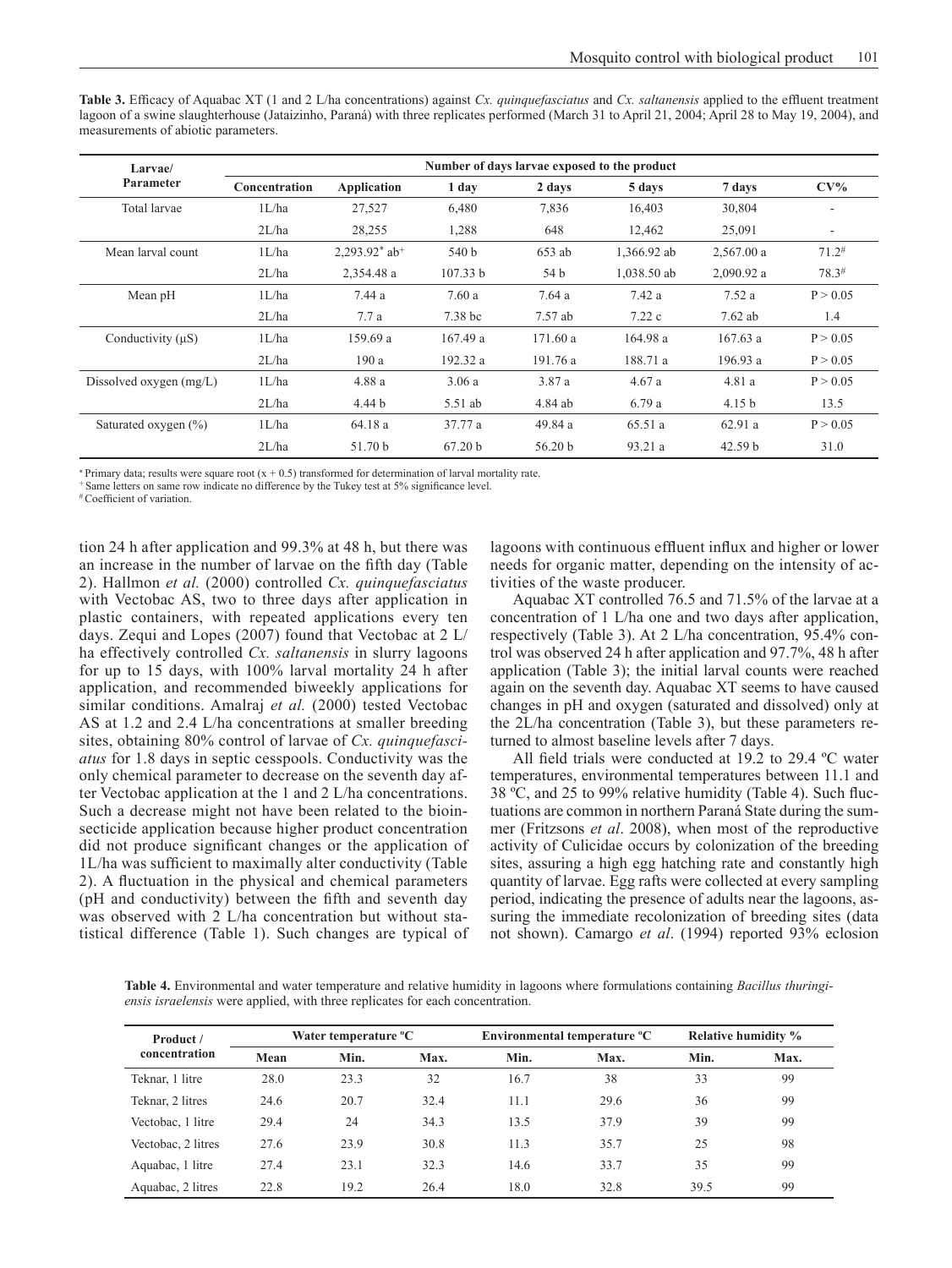**Table 3.** Efficacy of Aquabac XT (1 and 2 L/ha concentrations) against *Cx. quinquefasciatus* and *Cx. saltanensis* applied to the effluent treatment lagoon of a swine slaughterhouse (Jataizinho, Paraná) with three replicates performed (March 31 to April 21, 2004; April 28 to May 19, 2004), and measurements of abiotic parameters.

| Larvae/ Parameter | Number of days larvae exposed to the product | | | | | | |
|---|---|---|---|---|---|---|---|
| | Concentration | Application | 1 day | 2 days | 5 days | 7 days | CV% |
| Total larvae | 1L/ha | 27,527 | 6,480 | 7,836 | 16,403 | 30,804 | - |
| | 2L/ha | 28,255 | 1,288 | 648 | 12,462 | 25,091 | - |
| Mean larval count | 1L/ha | 2,293.92* ab+ | 540 b | 653 ab | 1,366.92 ab | 2,567.00 a | 71.2# |
| | 2L/ha | 2,354.48 a | 107.33 b | 54 b | 1,038.50 ab | 2,090.92 a | 78.3# |
| Mean pH | 1L/ha | 7.44 a | 7.60 a | 7.64 a | 7.42 a | 7.52 a | P > 0.05 |
| | 2L/ha | 7.7 a | 7.38 bc | 7.57 ab | 7.22 c | 7.62 ab | 1.4 |
| Conductivity (μS) | 1L/ha | 159.69 a | 167.49 a | 171.60 a | 164.98 a | 167.63 a | P > 0.05 |
| | 2L/ha | 190 a | 192.32 a | 191.76 a | 188.71 a | 196.93 a | P > 0.05 |
| Dissolved oxygen (mg/L) | 1L/ha | 4.88 a | 3.06 a | 3.87 a | 4.67 a | 4.81 a | P > 0.05 |
| | 2L/ha | 4.44 b | 5.51 ab | 4.84 ab | 6.79 a | 4.15 b | 13.5 |
| Saturated oxygen (%) | 1L/ha | 64.18 a | 37.77 a | 49.84 a | 65.51 a | 62.91 a | P > 0.05 |
| | 2L/ha | 51.70 b | 67.20 b | 56.20 b | 93.21 a | 42.59 b | 31.0 |

\* Primary data; results were square root (x + 0.5) transformed for determination of larval mortality rate.
+ Same letters on same row indicate no difference by the Tukey test at 5% significance level.
# Coefficient of variation.

tion 24 h after application and 99.3% at 48 h, but there was an increase in the number of larvae on the fifth day (Table 2). Hallmon *et al.* (2000) controlled *Cx. quinquefasciatus* with Vectobac AS, two to three days after application in plastic containers, with repeated applications every ten days. Zequi and Lopes (2007) found that Vectobac at 2 L/ha effectively controlled *Cx. saltanensis* in slurry lagoons for up to 15 days, with 100% larval mortality 24 h after application, and recommended biweekly applications for similar conditions. Amalraj *et al.* (2000) tested Vectobac AS at 1.2 and 2.4 L/ha concentrations at smaller breeding sites, obtaining 80% control of larvae of *Cx. quinquefasciatus* for 1.8 days in septic cesspools. Conductivity was the only chemical parameter to decrease on the seventh day after Vectobac application at the 1 and 2 L/ha concentrations. Such a decrease might not have been related to the bioinsecticide application because higher product concentration did not produce significant changes or the application of 1L/ha was sufficient to maximally alter conductivity (Table 2). A fluctuation in the physical and chemical parameters (pH and conductivity) between the fifth and seventh day was observed with 2 L/ha concentration but without statistical difference (Table 1). Such changes are typical of lagoons with continuous effluent influx and higher or lower needs for organic matter, depending on the intensity of activities of the waste producer.

Aquabac XT controlled 76.5 and 71.5% of the larvae at a concentration of 1 L/ha one and two days after application, respectively (Table 3). At 2 L/ha concentration, 95.4% control was observed 24 h after application and 97.7%, 48 h after application (Table 3); the initial larval counts were reached again on the seventh day. Aquabac XT seems to have caused changes in pH and oxygen (saturated and dissolved) only at the 2L/ha concentration (Table 3), but these parameters returned to almost baseline levels after 7 days.

All field trials were conducted at 19.2 to 29.4 ºC water temperatures, environmental temperatures between 11.1 and 38 ºC, and 25 to 99% relative humidity (Table 4). Such fluctuations are common in northern Paraná State during the summer (Fritzsons *et al*. 2008), when most of the reproductive activity of Culicidae occurs by colonization of the breeding sites, assuring a high egg hatching rate and constantly high quantity of larvae. Egg rafts were collected at every sampling period, indicating the presence of adults near the lagoons, assuring the immediate recolonization of breeding sites (data not shown). Camargo *et al*. (1994) reported 93% eclosion

**Table 4.** Environmental and water temperature and relative humidity in lagoons where formulations containing *Bacillus thuringiensis israelensis* were applied, with three replicates for each concentration.

| Product / concentration | Water temperature ºC | | | Environmental temperature ºC | | Relative humidity % | |
|---|---|---|---|---|---|---|---|
| | Mean | Min. | Max. | Min. | Max. | Min. | Max. |
| Teknar, 1 litre | 28.0 | 23.3 | 32 | 16.7 | 38 | 33 | 99 |
| Teknar, 2 litres | 24.6 | 20.7 | 32.4 | 11.1 | 29.6 | 36 | 99 |
| Vectobac, 1 litre | 29.4 | 24 | 34.3 | 13.5 | 37.9 | 39 | 99 |
| Vectobac, 2 litres | 27.6 | 23.9 | 30.8 | 11.3 | 35.7 | 25 | 98 |
| Aquabac, 1 litre | 27.4 | 23.1 | 32.3 | 14.6 | 33.7 | 35 | 99 |
| Aquabac, 2 litres | 22.8 | 19.2 | 26.4 | 18.0 | 32.8 | 39.5 | 99 |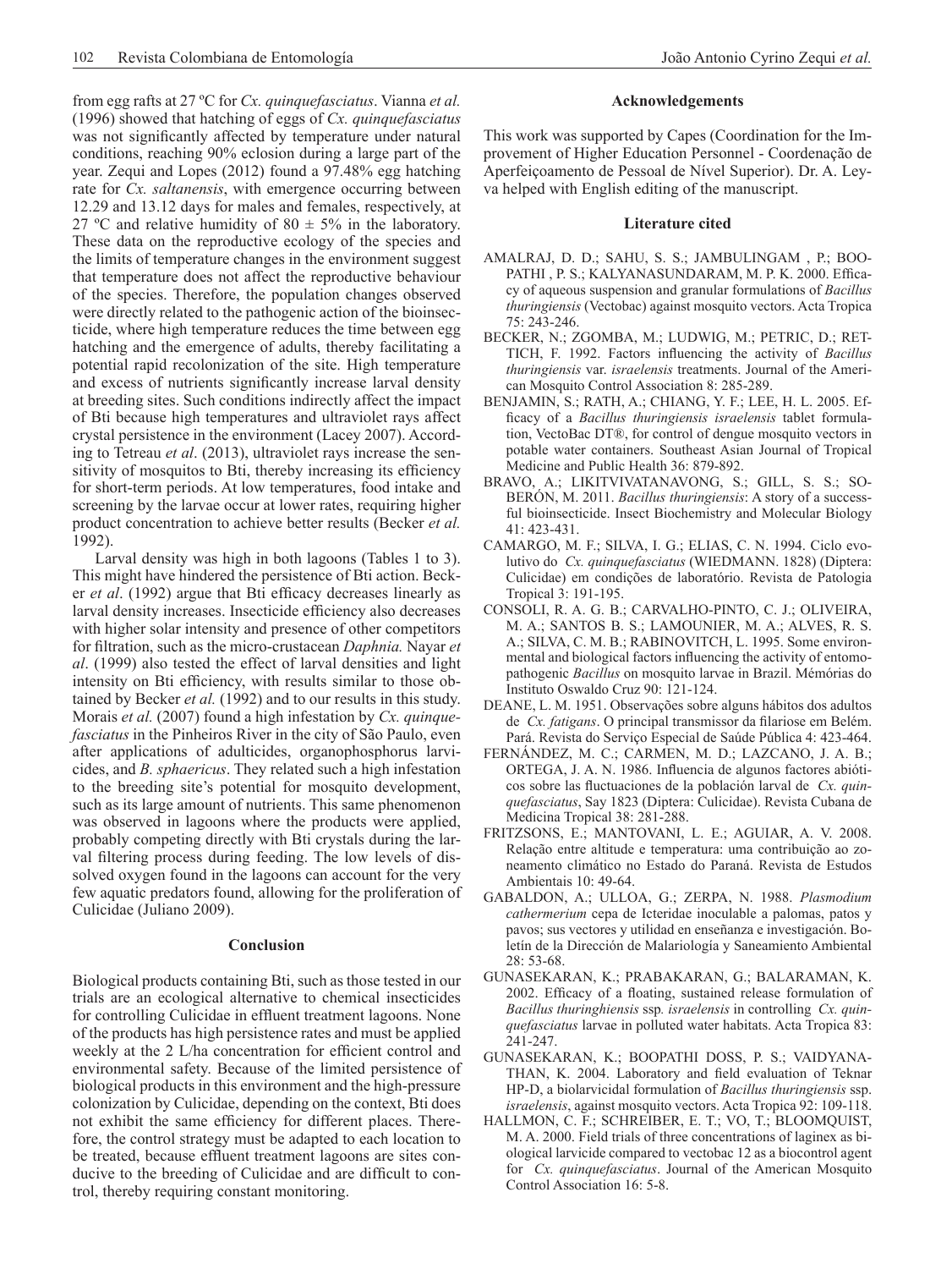from egg rafts at 27 ºC for *Cx. quinquefasciatus*. Vianna *et al.* (1996) showed that hatching of eggs of *Cx. quinquefasciatus* was not significantly affected by temperature under natural conditions, reaching 90% eclosion during a large part of the year. Zequi and Lopes (2012) found a 97.48% egg hatching rate for *Cx. saltanensis*, with emergence occurring between 12.29 and 13.12 days for males and females, respectively, at 27 ºC and relative humidity of 80 ± 5% in the laboratory. These data on the reproductive ecology of the species and the limits of temperature changes in the environment suggest that temperature does not affect the reproductive behaviour of the species. Therefore, the population changes observed were directly related to the pathogenic action of the bioinsecticide, where high temperature reduces the time between egg hatching and the emergence of adults, thereby facilitating a potential rapid recolonization of the site. High temperature and excess of nutrients significantly increase larval density at breeding sites. Such conditions indirectly affect the impact of Bti because high temperatures and ultraviolet rays affect crystal persistence in the environment (Lacey 2007). According to Tetreau *et al*. (2013), ultraviolet rays increase the sensitivity of mosquitos to Bti, thereby increasing its efficiency for short-term periods. At low temperatures, food intake and screening by the larvae occur at lower rates, requiring higher product concentration to achieve better results (Becker *et al.* 1992).

Larval density was high in both lagoons (Tables 1 to 3). This might have hindered the persistence of Bti action. Becker *et al*. (1992) argue that Bti efficacy decreases linearly as larval density increases. Insecticide efficiency also decreases with higher solar intensity and presence of other competitors for filtration, such as the micro-crustacean *Daphnia.* Nayar *et al*. (1999) also tested the effect of larval densities and light intensity on Bti efficiency, with results similar to those obtained by Becker *et al.* (1992) and to our results in this study. Morais *et al.* (2007) found a high infestation by *Cx. quinquefasciatus* in the Pinheiros River in the city of São Paulo, even after applications of adulticides, organophosphorus larvicides, and *B. sphaericus*. They related such a high infestation to the breeding site's potential for mosquito development, such as its large amount of nutrients. This same phenomenon was observed in lagoons where the products were applied, probably competing directly with Bti crystals during the larval filtering process during feeding. The low levels of dissolved oxygen found in the lagoons can account for the very few aquatic predators found, allowing for the proliferation of Culicidae (Juliano 2009).

## Conclusion

Biological products containing Bti, such as those tested in our trials are an ecological alternative to chemical insecticides for controlling Culicidae in effluent treatment lagoons. None of the products has high persistence rates and must be applied weekly at the 2 L/ha concentration for efficient control and environmental safety. Because of the limited persistence of biological products in this environment and the high-pressure colonization by Culicidae, depending on the context, Bti does not exhibit the same efficiency for different places. Therefore, the control strategy must be adapted to each location to be treated, because effluent treatment lagoons are sites conducive to the breeding of Culicidae and are difficult to control, thereby requiring constant monitoring.

## Acknowledgements

This work was supported by Capes (Coordination for the Improvement of Higher Education Personnel - Coordenação de Aperfeiçoamento de Pessoal de Nível Superior). Dr. A. Leyva helped with English editing of the manuscript.

## Literature cited

AMALRAJ, D. D.; SAHU, S. S.; JAMBULINGAM , P.; BOOPATHI , P. S.; KALYANASUNDARAM, M. P. K. 2000. Efficacy of aqueous suspension and granular formulations of *Bacillus thuringiensis* (Vectobac) against mosquito vectors. Acta Tropica 75: 243-246.

BECKER, N.; ZGOMBA, M.; LUDWIG, M.; PETRIC, D.; RETTICH, F. 1992. Factors influencing the activity of *Bacillus thuringiensis* var. *israelensis* treatments. Journal of the American Mosquito Control Association 8: 285-289.

BENJAMIN, S.; RATH, A.; CHIANG, Y. F.; LEE, H. L. 2005. Efficacy of a *Bacillus thuringiensis israelensis* tablet formulation, VectoBac DT®, for control of dengue mosquito vectors in potable water containers. Southeast Asian Journal of Tropical Medicine and Public Health 36: 879-892.

BRAVO, A.; LIKITVIVATANAVONG, S.; GILL, S. S.; SOBERÓN, M. 2011. *Bacillus thuringiensis*: A story of a successful bioinsecticide. Insect Biochemistry and Molecular Biology 41: 423-431.

CAMARGO, M. F.; SILVA, I. G.; ELIAS, C. N. 1994. Ciclo evolutivo do *Cx. quinquefasciatus* (WIEDMANN. 1828) (Diptera: Culicidae) em condições de laboratório. Revista de Patologia Tropical 3: 191-195.

CONSOLI, R. A. G. B.; CARVALHO-PINTO, C. J.; OLIVEIRA, M. A.; SANTOS B. S.; LAMOUNIER, M. A.; ALVES, R. S. A.; SILVA, C. M. B.; RABINOVITCH, L. 1995. Some environmental and biological factors influencing the activity of entomopathogenic *Bacillus* on mosquito larvae in Brazil. Mémórias do Instituto Oswaldo Cruz 90: 121-124.

DEANE, L. M. 1951. Observações sobre alguns hábitos dos adultos de *Cx. fatigans*. O principal transmissor da filariose em Belém. Pará. Revista do Serviço Especial de Saúde Pública 4: 423-464.

FERNÁNDEZ, M. C.; CARMEN, M. D.; LAZCANO, J. A. B.; ORTEGA, J. A. N. 1986. Influencia de algunos factores abióticos sobre las fluctuaciones de la población larval de *Cx. quinquefasciatus*, Say 1823 (Diptera: Culicidae). Revista Cubana de Medicina Tropical 38: 281-288.

FRITZSONS, E.; MANTOVANI, L. E.; AGUIAR, A. V. 2008. Relação entre altitude e temperatura: uma contribuição ao zoneamento climático no Estado do Paraná. Revista de Estudos Ambientais 10: 49-64.

GABALDON, A.; ULLOA, G.; ZERPA, N. 1988. *Plasmodium cathermerium* cepa de Icteridae inoculable a palomas, patos y pavos; sus vectores y utilidad en enseñanza e investigación. Boletín de la Dirección de Malariología y Saneamiento Ambiental 28: 53-68.

GUNASEKARAN, K.; PRABAKARAN, G.; BALARAMAN, K. 2002. Efficacy of a floating, sustained release formulation of *Bacillus thuringhiensis* ssp*. israelensis* in controlling *Cx. quinquefasciatus* larvae in polluted water habitats. Acta Tropica 83: 241-247.

GUNASEKARAN, K.; BOOPATHI DOSS, P. S.; VAIDYANATHAN, K. 2004. Laboratory and field evaluation of Teknar HP-D, a biolarvicidal formulation of *Bacillus thuringiensis* ssp. *israelensis*, against mosquito vectors. Acta Tropica 92: 109-118.

HALLMON, C. F.; SCHREIBER, E. T.; VO, T.; BLOOMQUIST, M. A. 2000. Field trials of three concentrations of laginex as biological larvicide compared to vectobac 12 as a biocontrol agent for *Cx. quinquefasciatus*. Journal of the American Mosquito Control Association 16: 5-8.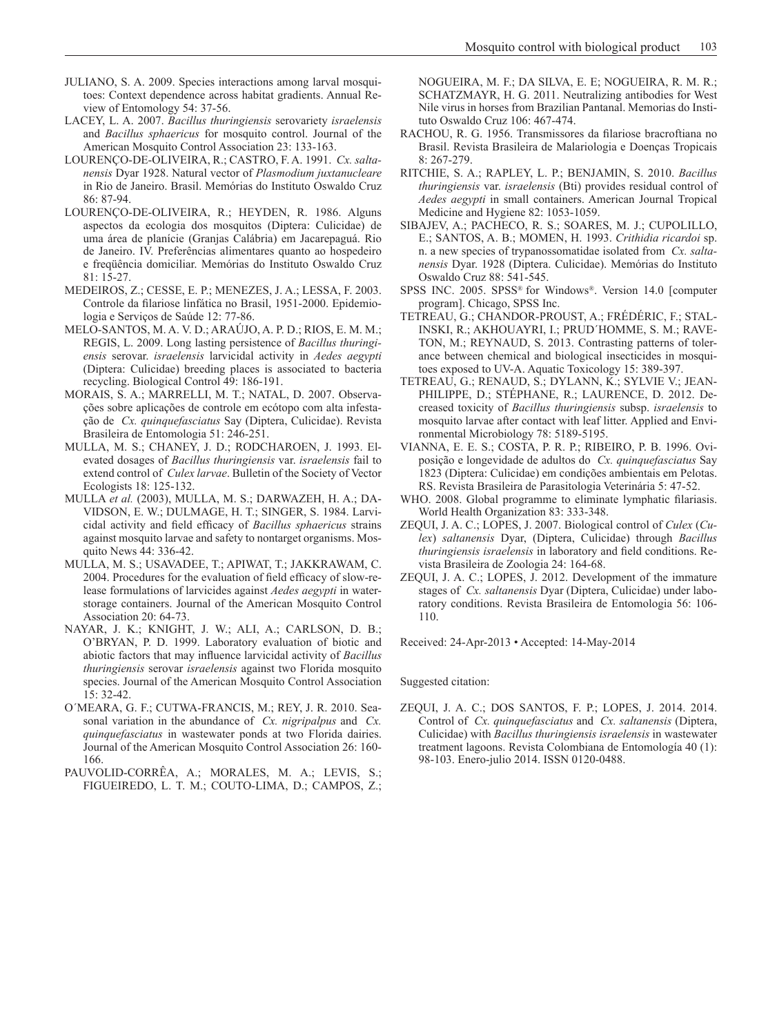JULIANO, S. A. 2009. Species interactions among larval mosquitoes: Context dependence across habitat gradients. Annual Review of Entomology 54: 37-56.

LACEY, L. A. 2007. *Bacillus thuringiensis* serovariety *israelensis* and *Bacillus sphaericus* for mosquito control. Journal of the American Mosquito Control Association 23: 133-163.

LOURENÇO-DE-OLIVEIRA, R.; CASTRO, F. A. 1991. *Cx. saltanensis* Dyar 1928. Natural vector of *Plasmodium juxtanucleare* in Rio de Janeiro. Brasil. Memórias do Instituto Oswaldo Cruz 86: 87-94.

LOURENÇO-DE-OLIVEIRA, R.; HEYDEN, R. 1986. Alguns aspectos da ecologia dos mosquitos (Diptera: Culicidae) de uma área de planície (Granjas Calábria) em Jacarepaguá. Rio de Janeiro. IV. Preferências alimentares quanto ao hospedeiro e freqüência domiciliar. Memórias do Instituto Oswaldo Cruz 81: 15-27.

MEDEIROS, Z.; CESSE, E. P.; MENEZES, J. A.; LESSA, F. 2003. Controle da filariose linfática no Brasil, 1951-2000. Epidemiologia e Serviços de Saúde 12: 77-86.

MELO-SANTOS, M. A. V. D.; ARAÚJO, A. P. D.; RIOS, E. M. M.; REGIS, L. 2009. Long lasting persistence of *Bacillus thuringiensis* serovar. *israelensis* larvicidal activity in *Aedes aegypti* (Diptera: Culicidae) breeding places is associated to bacteria recycling. Biological Control 49: 186-191.

MORAIS, S. A.; MARRELLI, M. T.; NATAL, D. 2007. Observações sobre aplicações de controle em ecótopo com alta infestação de *Cx. quinquefasciatus* Say (Diptera, Culicidae). Revista Brasileira de Entomologia 51: 246-251.

MULLA, M. S.; CHANEY, J. D.; RODCHAROEN, J. 1993. Elevated dosages of *Bacillus thuringiensis* var. *israelensis* fail to extend control of *Culex larvae*. Bulletin of the Society of Vector Ecologists 18: 125-132.

MULLA *et al.* (2003), MULLA, M. S.; DARWAZEH, H. A.; DAVIDSON, E. W.; DULMAGE, H. T.; SINGER, S. 1984. Larvicidal activity and field efficacy of *Bacillus sphaericus* strains against mosquito larvae and safety to nontarget organisms. Mosquito News 44: 336-42.

MULLA, M. S.; USAVADEE, T.; APIWAT, T.; JAKKRAWAM, C. 2004. Procedures for the evaluation of field efficacy of slow-release formulations of larvicides against *Aedes aegypti* in water-storage containers. Journal of the American Mosquito Control Association 20: 64-73.

NAYAR, J. K.; KNIGHT, J. W.; ALI, A.; CARLSON, D. B.; O'BRYAN, P. D. 1999. Laboratory evaluation of biotic and abiotic factors that may influence larvicidal activity of *Bacillus thuringiensis* serovar *israelensis* against two Florida mosquito species. Journal of the American Mosquito Control Association 15: 32-42.

O´MEARA, G. F.; CUTWA-FRANCIS, M.; REY, J. R. 2010. Seasonal variation in the abundance of *Cx. nigripalpus* and *Cx. quinquefasciatus* in wastewater ponds at two Florida dairies. Journal of the American Mosquito Control Association 26: 160-166.

PAUVOLID-CORRÊA, A.; MORALES, M. A.; LEVIS, S.; FIGUEIREDO, L. T. M.; COUTO-LIMA, D.; CAMPOS, Z.; NOGUEIRA, M. F.; DA SILVA, E. E; NOGUEIRA, R. M. R.; SCHATZMAYR, H. G. 2011. Neutralizing antibodies for West Nile virus in horses from Brazilian Pantanal. Memorias do Instituto Oswaldo Cruz 106: 467-474.

RACHOU, R. G. 1956. Transmissores da filariose bracroftiana no Brasil. Revista Brasileira de Malariologia e Doenças Tropicais 8: 267-279.

RITCHIE, S. A.; RAPLEY, L. P.; BENJAMIN, S. 2010. *Bacillus thuringiensis* var. *israelensis* (Bti) provides residual control of *Aedes aegypti* in small containers. American Journal Tropical Medicine and Hygiene 82: 1053-1059.

SIBAJEV, A.; PACHECO, R. S.; SOARES, M. J.; CUPOLILLO, E.; SANTOS, A. B.; MOMEN, H. 1993. *Crithidia ricardoi* sp. n. a new species of trypanossomatidae isolated from *Cx. saltanensis* Dyar. 1928 (Diptera. Culicidae). Memórias do Instituto Oswaldo Cruz 88: 541-545.

SPSS INC. 2005. SPSS® for Windows®. Version 14.0 [computer program]. Chicago, SPSS Inc.

TETREAU, G.; CHANDOR-PROUST, A.; FRÉDÉRIC, F.; STALINSKI, R.; AKHOUAYRI, I.; PRUD´HOMME, S. M.; RAVETON, M.; REYNAUD, S. 2013. Contrasting patterns of tolerance between chemical and biological insecticides in mosquitoes exposed to UV-A. Aquatic Toxicology 15: 389-397.

TETREAU, G.; RENAUD, S.; DYLANN, K.; SYLVIE V.; JEAN-PHILIPPE, D.; STÉPHANE, R.; LAURENCE, D. 2012. Decreased toxicity of *Bacillus thuringiensis* subsp. *israelensis* to mosquito larvae after contact with leaf litter. Applied and Environmental Microbiology 78: 5189-5195.

VIANNA, E. E. S.; COSTA, P. R. P.; RIBEIRO, P. B. 1996. Oviposição e longevidade de adultos do *Cx. quinquefasciatus* Say 1823 (Diptera: Culicidae) em condições ambientais em Pelotas. RS. Revista Brasileira de Parasitologia Veterinária 5: 47-52.

WHO. 2008. Global programme to eliminate lymphatic filariasis. World Health Organization 83: 333-348.

ZEQUI, J. A. C.; LOPES, J. 2007. Biological control of *Culex* (*Culex*) *saltanensis* Dyar, (Diptera, Culicidae) through *Bacillus thuringiensis israelensis* in laboratory and field conditions. Revista Brasileira de Zoologia 24: 164-68.

ZEQUI, J. A. C.; LOPES, J. 2012. Development of the immature stages of *Cx. saltanensis* Dyar (Diptera, Culicidae) under laboratory conditions. Revista Brasileira de Entomologia 56: 106-110.

Received: 24-Apr-2013 • Accepted: 14-May-2014

Suggested citation:

ZEQUI, J. A. C.; DOS SANTOS, F. P.; LOPES, J. 2014. 2014. Control of *Cx. quinquefasciatus* and *Cx. saltanensis* (Diptera, Culicidae) with *Bacillus thuringiensis israelensis* in wastewater treatment lagoons. Revista Colombiana de Entomología 40 (1): 98-103. Enero-julio 2014. ISSN 0120-0488.